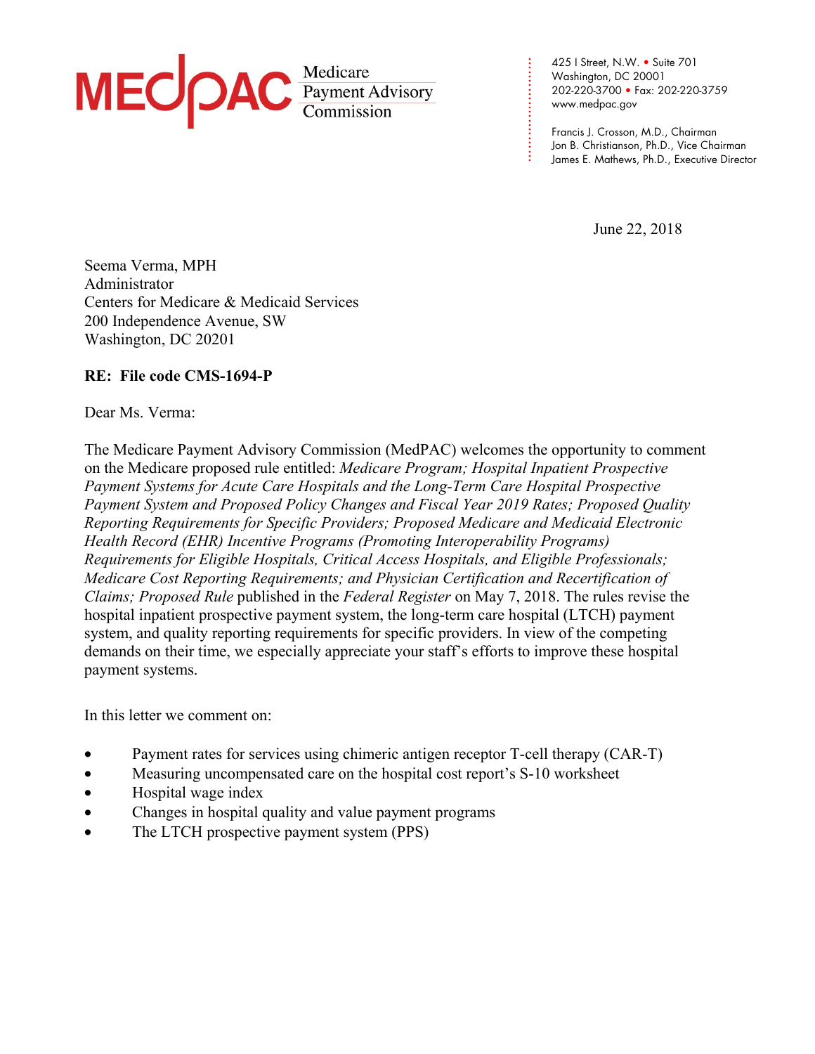MEDPAC Medicare Payment Advisory Commission

425 I Street, N.W. • Suite 701
Washington, DC 20001
202-220-3700 • Fax: 202-220-3759
www.medpac.gov

Francis J. Crosson, M.D., Chairman
Jon B. Christianson, Ph.D., Vice Chairman
James E. Mathews, Ph.D., Executive Director

June 22, 2018

Seema Verma, MPH
Administrator
Centers for Medicare & Medicaid Services
200 Independence Avenue, SW
Washington, DC 20201

**RE: File code CMS-1694-P**

Dear Ms. Verma:

The Medicare Payment Advisory Commission (MedPAC) welcomes the opportunity to comment on the Medicare proposed rule entitled: *Medicare Program; Hospital Inpatient Prospective Payment Systems for Acute Care Hospitals and the Long-Term Care Hospital Prospective Payment System and Proposed Policy Changes and Fiscal Year 2019 Rates; Proposed Quality Reporting Requirements for Specific Providers; Proposed Medicare and Medicaid Electronic Health Record (EHR) Incentive Programs (Promoting Interoperability Programs) Requirements for Eligible Hospitals, Critical Access Hospitals, and Eligible Professionals; Medicare Cost Reporting Requirements; and Physician Certification and Recertification of Claims; Proposed Rule* published in the *Federal Register* on May 7, 2018. The rules revise the hospital inpatient prospective payment system, the long-term care hospital (LTCH) payment system, and quality reporting requirements for specific providers. In view of the competing demands on their time, we especially appreciate your staff's efforts to improve these hospital payment systems.

In this letter we comment on:

- Payment rates for services using chimeric antigen receptor T-cell therapy (CAR-T)
- Measuring uncompensated care on the hospital cost report's S-10 worksheet
- Hospital wage index
- Changes in hospital quality and value payment programs
- The LTCH prospective payment system (PPS)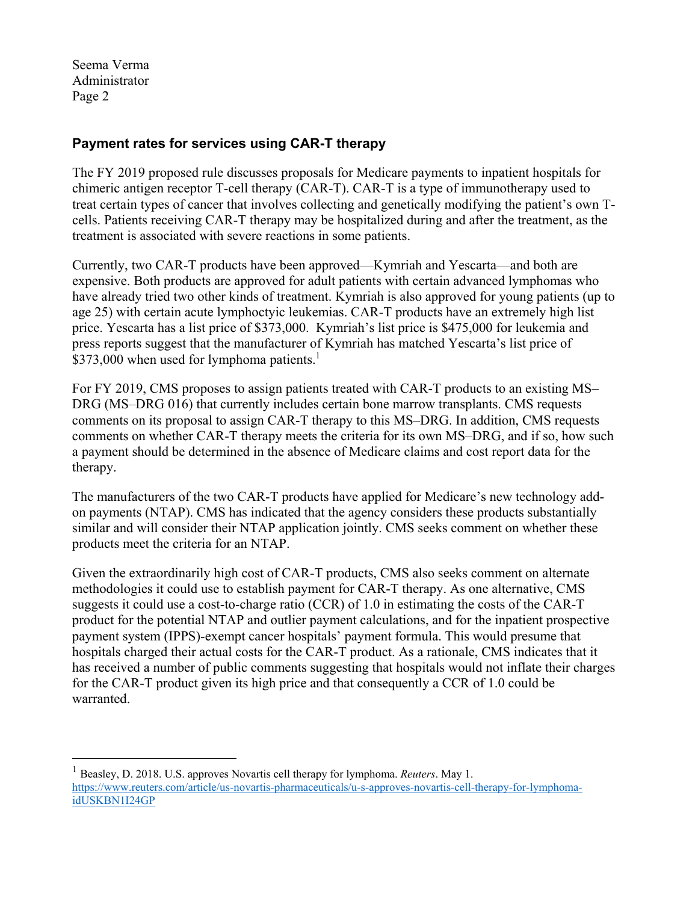## Payment rates for services using CAR-T therapy

The FY 2019 proposed rule discusses proposals for Medicare payments to inpatient hospitals for chimeric antigen receptor T-cell therapy (CAR-T). CAR-T is a type of immunotherapy used to treat certain types of cancer that involves collecting and genetically modifying the patient's own T-cells. Patients receiving CAR-T therapy may be hospitalized during and after the treatment, as the treatment is associated with severe reactions in some patients.

Currently, two CAR-T products have been approved—Kymriah and Yescarta—and both are expensive. Both products are approved for adult patients with certain advanced lymphomas who have already tried two other kinds of treatment. Kymriah is also approved for young patients (up to age 25) with certain acute lymphoctyic leukemias. CAR-T products have an extremely high list price. Yescarta has a list price of $373,000. Kymriah's list price is $475,000 for leukemia and press reports suggest that the manufacturer of Kymriah has matched Yescarta's list price of $373,000 when used for lymphoma patients.[1]

For FY 2019, CMS proposes to assign patients treated with CAR-T products to an existing MS–DRG (MS–DRG 016) that currently includes certain bone marrow transplants. CMS requests comments on its proposal to assign CAR-T therapy to this MS–DRG. In addition, CMS requests comments on whether CAR-T therapy meets the criteria for its own MS–DRG, and if so, how such a payment should be determined in the absence of Medicare claims and cost report data for the therapy.

The manufacturers of the two CAR-T products have applied for Medicare's new technology add-on payments (NTAP). CMS has indicated that the agency considers these products substantially similar and will consider their NTAP application jointly. CMS seeks comment on whether these products meet the criteria for an NTAP.

Given the extraordinarily high cost of CAR-T products, CMS also seeks comment on alternate methodologies it could use to establish payment for CAR-T therapy. As one alternative, CMS suggests it could use a cost-to-charge ratio (CCR) of 1.0 in estimating the costs of the CAR-T product for the potential NTAP and outlier payment calculations, and for the inpatient prospective payment system (IPPS)-exempt cancer hospitals' payment formula. This would presume that hospitals charged their actual costs for the CAR-T product. As a rationale, CMS indicates that it has received a number of public comments suggesting that hospitals would not inflate their charges for the CAR-T product given its high price and that consequently a CCR of 1.0 could be warranted.

---

[1] Beasley, D. 2018. U.S. approves Novartis cell therapy for lymphoma. *Reuters*. May 1. https://www.reuters.com/article/us-novartis-pharmaceuticals/u-s-approves-novartis-cell-therapy-for-lymphoma-idUSKBN1I24GP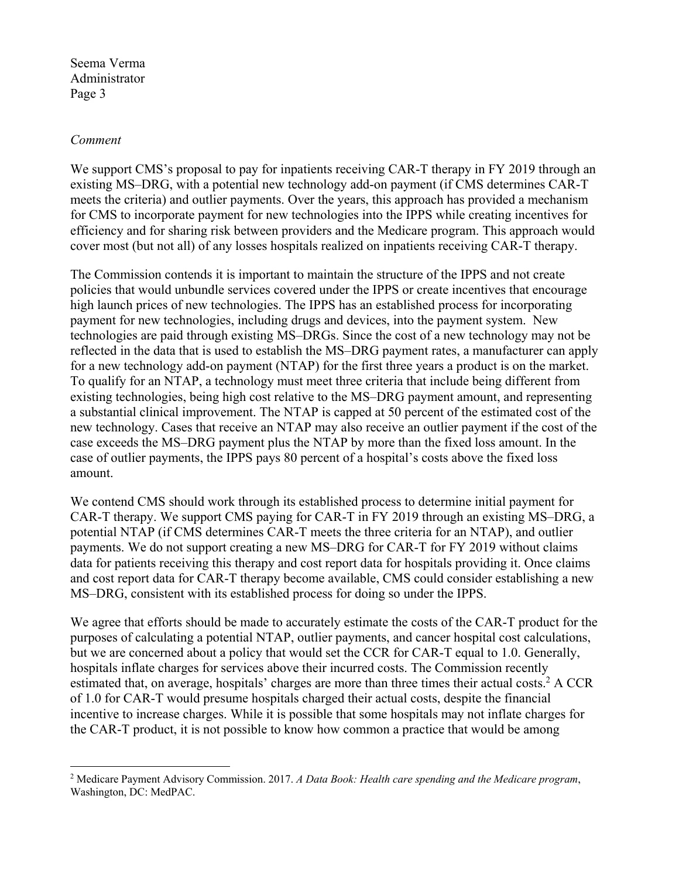*Comment*

We support CMS's proposal to pay for inpatients receiving CAR-T therapy in FY 2019 through an existing MS–DRG, with a potential new technology add-on payment (if CMS determines CAR-T meets the criteria) and outlier payments. Over the years, this approach has provided a mechanism for CMS to incorporate payment for new technologies into the IPPS while creating incentives for efficiency and for sharing risk between providers and the Medicare program. This approach would cover most (but not all) of any losses hospitals realized on inpatients receiving CAR-T therapy.

The Commission contends it is important to maintain the structure of the IPPS and not create policies that would unbundle services covered under the IPPS or create incentives that encourage high launch prices of new technologies. The IPPS has an established process for incorporating payment for new technologies, including drugs and devices, into the payment system. New technologies are paid through existing MS–DRGs. Since the cost of a new technology may not be reflected in the data that is used to establish the MS–DRG payment rates, a manufacturer can apply for a new technology add-on payment (NTAP) for the first three years a product is on the market. To qualify for an NTAP, a technology must meet three criteria that include being different from existing technologies, being high cost relative to the MS–DRG payment amount, and representing a substantial clinical improvement. The NTAP is capped at 50 percent of the estimated cost of the new technology. Cases that receive an NTAP may also receive an outlier payment if the cost of the case exceeds the MS–DRG payment plus the NTAP by more than the fixed loss amount. In the case of outlier payments, the IPPS pays 80 percent of a hospital's costs above the fixed loss amount.

We contend CMS should work through its established process to determine initial payment for CAR-T therapy. We support CMS paying for CAR-T in FY 2019 through an existing MS–DRG, a potential NTAP (if CMS determines CAR-T meets the three criteria for an NTAP), and outlier payments. We do not support creating a new MS–DRG for CAR-T for FY 2019 without claims data for patients receiving this therapy and cost report data for hospitals providing it. Once claims and cost report data for CAR-T therapy become available, CMS could consider establishing a new MS–DRG, consistent with its established process for doing so under the IPPS.

We agree that efforts should be made to accurately estimate the costs of the CAR-T product for the purposes of calculating a potential NTAP, outlier payments, and cancer hospital cost calculations, but we are concerned about a policy that would set the CCR for CAR-T equal to 1.0. Generally, hospitals inflate charges for services above their incurred costs. The Commission recently estimated that, on average, hospitals' charges are more than three times their actual costs.[2] A CCR of 1.0 for CAR-T would presume hospitals charged their actual costs, despite the financial incentive to increase charges. While it is possible that some hospitals may not inflate charges for the CAR-T product, it is not possible to know how common a practice that would be among

---

[2] Medicare Payment Advisory Commission. 2017. *A Data Book: Health care spending and the Medicare program*, Washington, DC: MedPAC.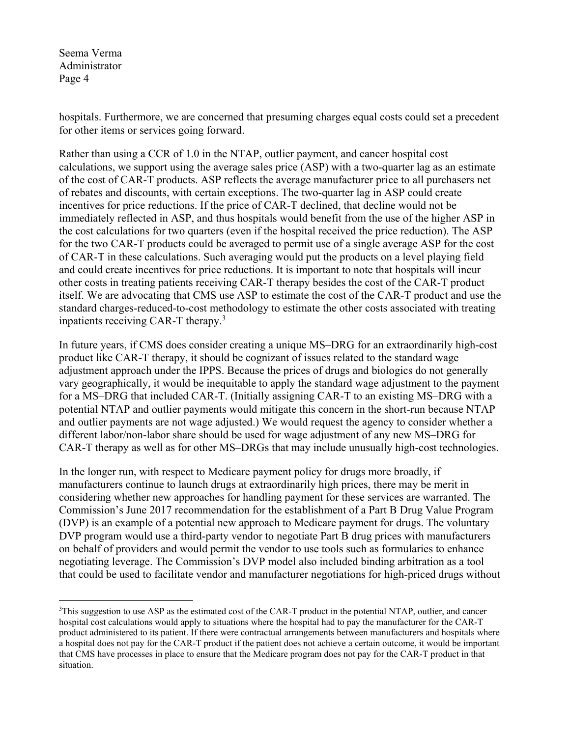hospitals. Furthermore, we are concerned that presuming charges equal costs could set a precedent for other items or services going forward.

Rather than using a CCR of 1.0 in the NTAP, outlier payment, and cancer hospital cost calculations, we support using the average sales price (ASP) with a two-quarter lag as an estimate of the cost of CAR-T products. ASP reflects the average manufacturer price to all purchasers net of rebates and discounts, with certain exceptions. The two-quarter lag in ASP could create incentives for price reductions. If the price of CAR-T declined, that decline would not be immediately reflected in ASP, and thus hospitals would benefit from the use of the higher ASP in the cost calculations for two quarters (even if the hospital received the price reduction). The ASP for the two CAR-T products could be averaged to permit use of a single average ASP for the cost of CAR-T in these calculations. Such averaging would put the products on a level playing field and could create incentives for price reductions. It is important to note that hospitals will incur other costs in treating patients receiving CAR-T therapy besides the cost of the CAR-T product itself. We are advocating that CMS use ASP to estimate the cost of the CAR-T product and use the standard charges-reduced-to-cost methodology to estimate the other costs associated with treating inpatients receiving CAR-T therapy.[3]

In future years, if CMS does consider creating a unique MS–DRG for an extraordinarily high-cost product like CAR-T therapy, it should be cognizant of issues related to the standard wage adjustment approach under the IPPS. Because the prices of drugs and biologics do not generally vary geographically, it would be inequitable to apply the standard wage adjustment to the payment for a MS–DRG that included CAR-T. (Initially assigning CAR-T to an existing MS–DRG with a potential NTAP and outlier payments would mitigate this concern in the short-run because NTAP and outlier payments are not wage adjusted.) We would request the agency to consider whether a different labor/non-labor share should be used for wage adjustment of any new MS–DRG for CAR-T therapy as well as for other MS–DRGs that may include unusually high-cost technologies.

In the longer run, with respect to Medicare payment policy for drugs more broadly, if manufacturers continue to launch drugs at extraordinarily high prices, there may be merit in considering whether new approaches for handling payment for these services are warranted. The Commission's June 2017 recommendation for the establishment of a Part B Drug Value Program (DVP) is an example of a potential new approach to Medicare payment for drugs. The voluntary DVP program would use a third-party vendor to negotiate Part B drug prices with manufacturers on behalf of providers and would permit the vendor to use tools such as formularies to enhance negotiating leverage. The Commission's DVP model also included binding arbitration as a tool that could be used to facilitate vendor and manufacturer negotiations for high-priced drugs without

---

[3] This suggestion to use ASP as the estimated cost of the CAR-T product in the potential NTAP, outlier, and cancer hospital cost calculations would apply to situations where the hospital had to pay the manufacturer for the CAR-T product administered to its patient. If there were contractual arrangements between manufacturers and hospitals where a hospital does not pay for the CAR-T product if the patient does not achieve a certain outcome, it would be important that CMS have processes in place to ensure that the Medicare program does not pay for the CAR-T product in that situation.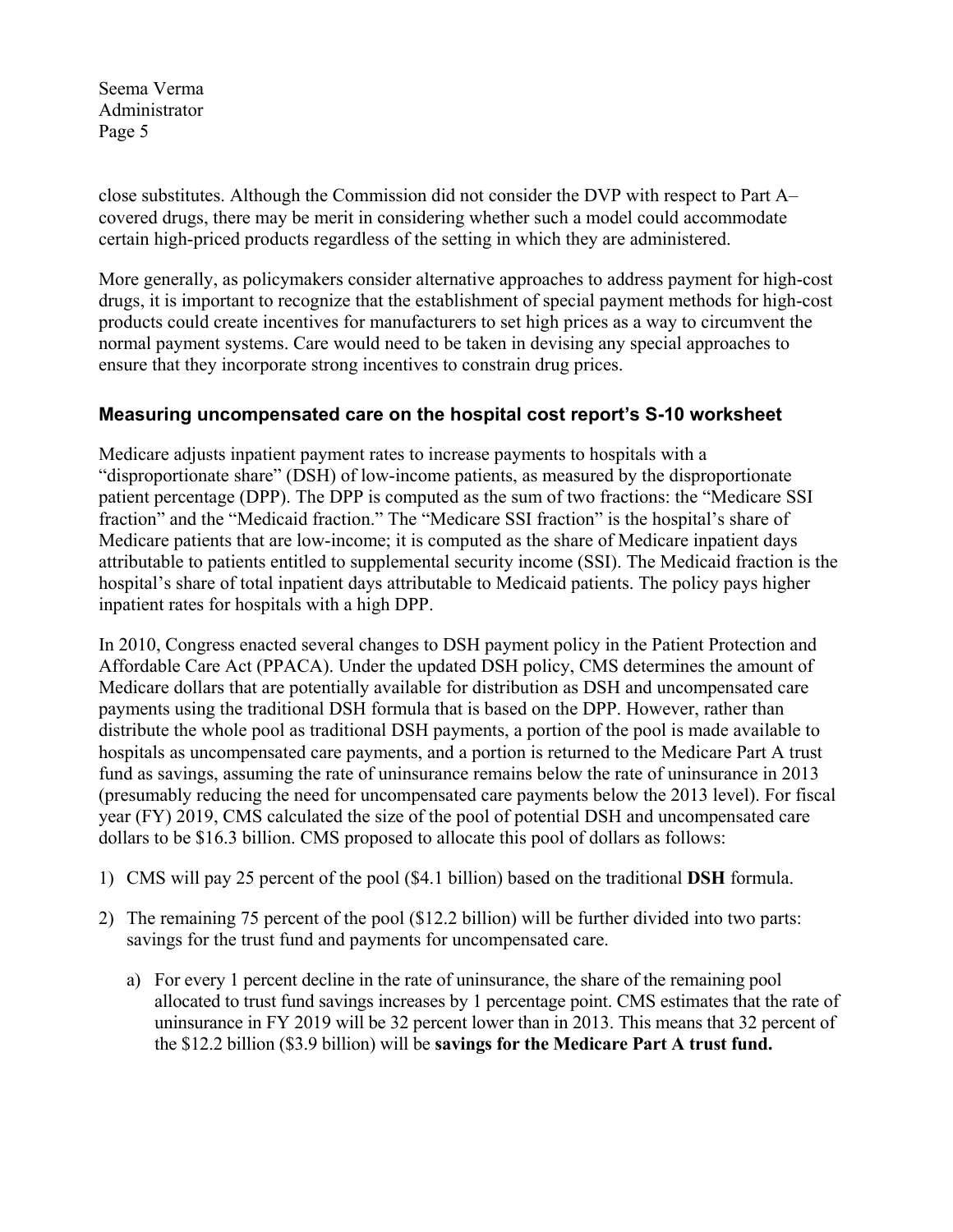close substitutes. Although the Commission did not consider the DVP with respect to Part A–covered drugs, there may be merit in considering whether such a model could accommodate certain high-priced products regardless of the setting in which they are administered.

More generally, as policymakers consider alternative approaches to address payment for high-cost drugs, it is important to recognize that the establishment of special payment methods for high-cost products could create incentives for manufacturers to set high prices as a way to circumvent the normal payment systems. Care would need to be taken in devising any special approaches to ensure that they incorporate strong incentives to constrain drug prices.

## Measuring uncompensated care on the hospital cost report's S-10 worksheet

Medicare adjusts inpatient payment rates to increase payments to hospitals with a "disproportionate share" (DSH) of low-income patients, as measured by the disproportionate patient percentage (DPP). The DPP is computed as the sum of two fractions: the "Medicare SSI fraction" and the "Medicaid fraction." The "Medicare SSI fraction" is the hospital's share of Medicare patients that are low-income; it is computed as the share of Medicare inpatient days attributable to patients entitled to supplemental security income (SSI). The Medicaid fraction is the hospital's share of total inpatient days attributable to Medicaid patients. The policy pays higher inpatient rates for hospitals with a high DPP.

In 2010, Congress enacted several changes to DSH payment policy in the Patient Protection and Affordable Care Act (PPACA). Under the updated DSH policy, CMS determines the amount of Medicare dollars that are potentially available for distribution as DSH and uncompensated care payments using the traditional DSH formula that is based on the DPP. However, rather than distribute the whole pool as traditional DSH payments, a portion of the pool is made available to hospitals as uncompensated care payments, and a portion is returned to the Medicare Part A trust fund as savings, assuming the rate of uninsurance remains below the rate of uninsurance in 2013 (presumably reducing the need for uncompensated care payments below the 2013 level). For fiscal year (FY) 2019, CMS calculated the size of the pool of potential DSH and uncompensated care dollars to be $16.3 billion. CMS proposed to allocate this pool of dollars as follows:

1) CMS will pay 25 percent of the pool ($4.1 billion) based on the traditional **DSH** formula.

2) The remaining 75 percent of the pool ($12.2 billion) will be further divided into two parts: savings for the trust fund and payments for uncompensated care.

   a) For every 1 percent decline in the rate of uninsurance, the share of the remaining pool allocated to trust fund savings increases by 1 percentage point. CMS estimates that the rate of uninsurance in FY 2019 will be 32 percent lower than in 2013. This means that 32 percent of the $12.2 billion ($3.9 billion) will be **savings for the Medicare Part A trust fund.**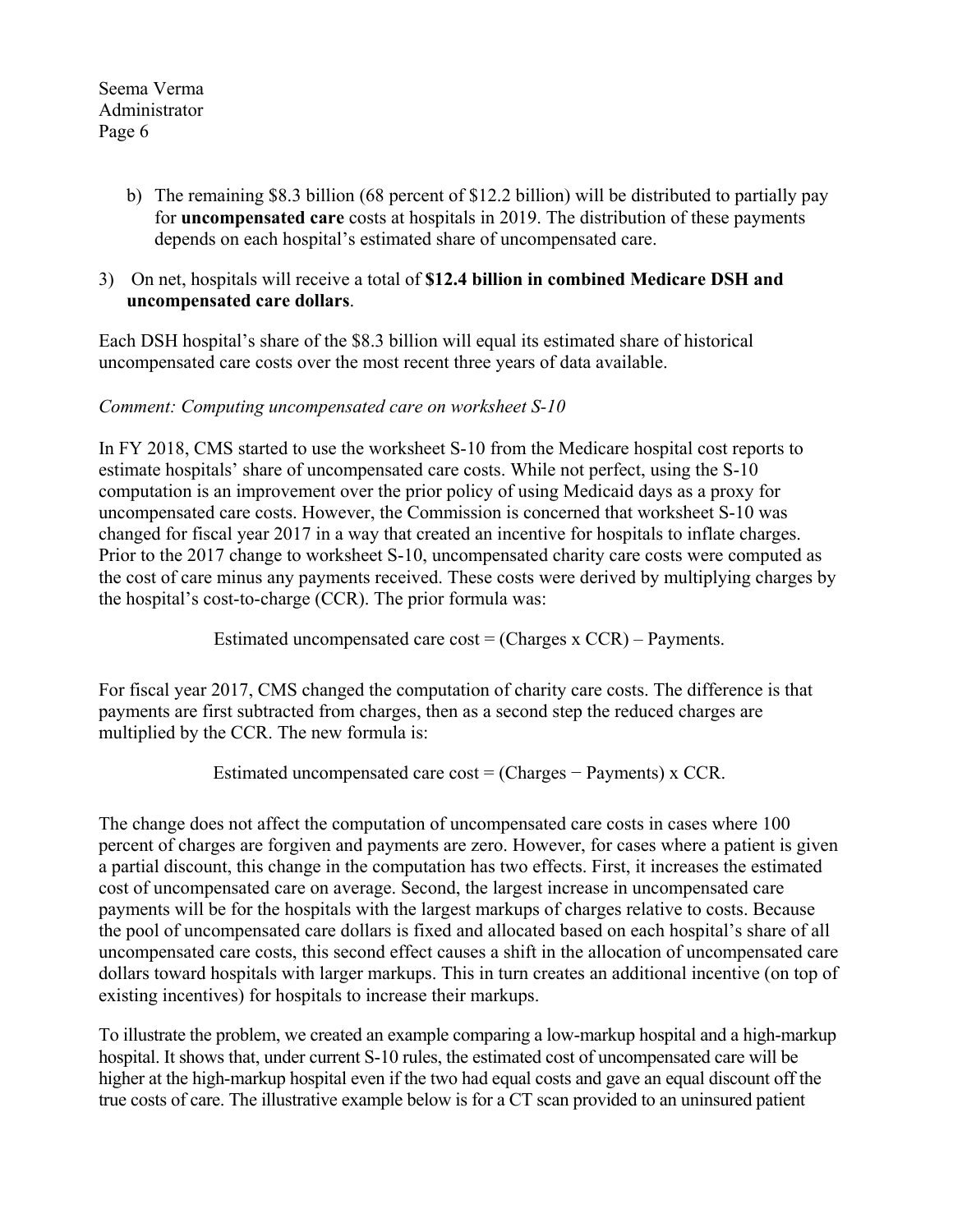b) The remaining \$8.3 billion (68 percent of \$12.2 billion) will be distributed to partially pay for **uncompensated care** costs at hospitals in 2019. The distribution of these payments depends on each hospital's estimated share of uncompensated care.

3) On net, hospitals will receive a total of **\$12.4 billion in combined Medicare DSH and uncompensated care dollars**.

Each DSH hospital's share of the \$8.3 billion will equal its estimated share of historical uncompensated care costs over the most recent three years of data available.

*Comment: Computing uncompensated care on worksheet S-10*

In FY 2018, CMS started to use the worksheet S-10 from the Medicare hospital cost reports to estimate hospitals' share of uncompensated care costs. While not perfect, using the S-10 computation is an improvement over the prior policy of using Medicaid days as a proxy for uncompensated care costs. However, the Commission is concerned that worksheet S-10 was changed for fiscal year 2017 in a way that created an incentive for hospitals to inflate charges. Prior to the 2017 change to worksheet S-10, uncompensated charity care costs were computed as the cost of care minus any payments received. These costs were derived by multiplying charges by the hospital's cost-to-charge (CCR). The prior formula was:

Estimated uncompensated care cost = (Charges x CCR) – Payments.

For fiscal year 2017, CMS changed the computation of charity care costs. The difference is that payments are first subtracted from charges, then as a second step the reduced charges are multiplied by the CCR. The new formula is:

Estimated uncompensated care cost = (Charges − Payments) x CCR.

The change does not affect the computation of uncompensated care costs in cases where 100 percent of charges are forgiven and payments are zero. However, for cases where a patient is given a partial discount, this change in the computation has two effects. First, it increases the estimated cost of uncompensated care on average. Second, the largest increase in uncompensated care payments will be for the hospitals with the largest markups of charges relative to costs. Because the pool of uncompensated care dollars is fixed and allocated based on each hospital's share of all uncompensated care costs, this second effect causes a shift in the allocation of uncompensated care dollars toward hospitals with larger markups. This in turn creates an additional incentive (on top of existing incentives) for hospitals to increase their markups.

To illustrate the problem, we created an example comparing a low-markup hospital and a high-markup hospital. It shows that, under current S-10 rules, the estimated cost of uncompensated care will be higher at the high-markup hospital even if the two had equal costs and gave an equal discount off the true costs of care. The illustrative example below is for a CT scan provided to an uninsured patient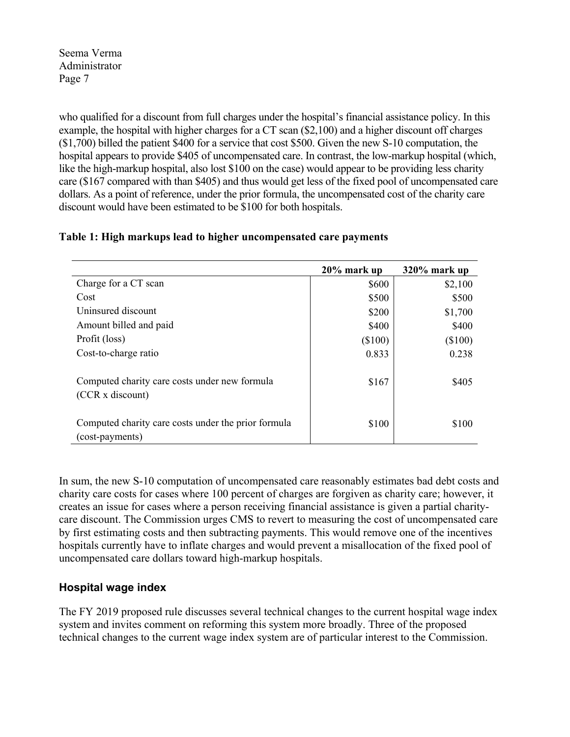who qualified for a discount from full charges under the hospital's financial assistance policy. In this example, the hospital with higher charges for a CT scan ($2,100) and a higher discount off charges ($1,700) billed the patient $400 for a service that cost $500. Given the new S-10 computation, the hospital appears to provide $405 of uncompensated care. In contrast, the low-markup hospital (which, like the high-markup hospital, also lost $100 on the case) would appear to be providing less charity care ($167 compared with than $405) and thus would get less of the fixed pool of uncompensated care dollars. As a point of reference, under the prior formula, the uncompensated cost of the charity care discount would have been estimated to be $100 for both hospitals.

**Table 1: High markups lead to higher uncompensated care payments**

| | 20% mark up | 320% mark up |
|---|---|---|
| Charge for a CT scan | $600 | $2,100 |
| Cost | $500 | $500 |
| Uninsured discount | $200 | $1,700 |
| Amount billed and paid | $400 | $400 |
| Profit (loss) | ($100) | ($100) |
| Cost-to-charge ratio | 0.833 | 0.238 |
| Computed charity care costs under new formula (CCR x discount) | $167 | $405 |
| Computed charity care costs under the prior formula (cost-payments) | $100 | $100 |

In sum, the new S-10 computation of uncompensated care reasonably estimates bad debt costs and charity care costs for cases where 100 percent of charges are forgiven as charity care; however, it creates an issue for cases where a person receiving financial assistance is given a partial charity-care discount. The Commission urges CMS to revert to measuring the cost of uncompensated care by first estimating costs and then subtracting payments. This would remove one of the incentives hospitals currently have to inflate charges and would prevent a misallocation of the fixed pool of uncompensated care dollars toward high-markup hospitals.

## Hospital wage index

The FY 2019 proposed rule discusses several technical changes to the current hospital wage index system and invites comment on reforming this system more broadly. Three of the proposed technical changes to the current wage index system are of particular interest to the Commission.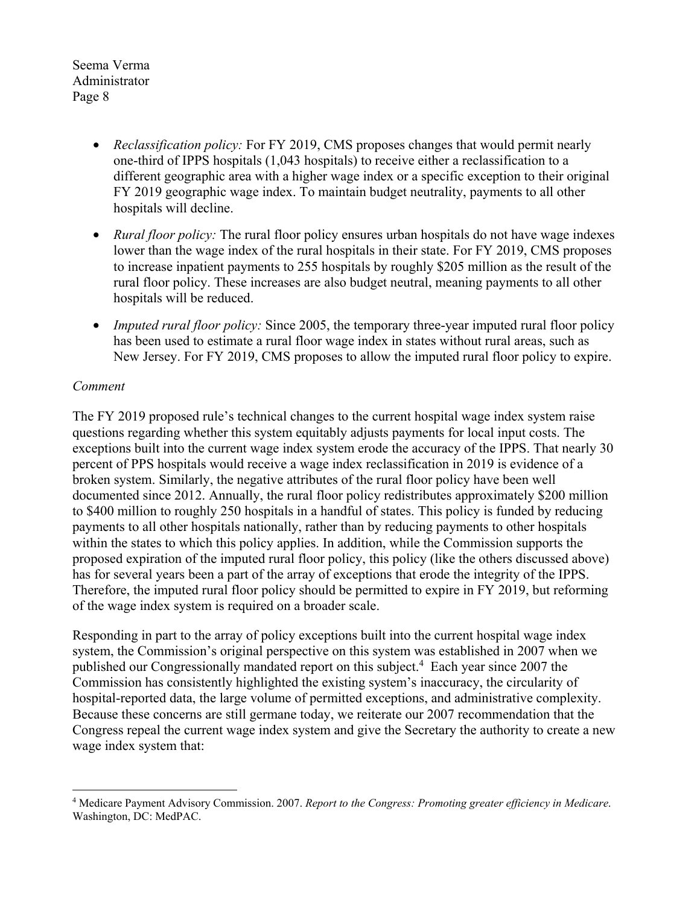- *Reclassification policy:* For FY 2019, CMS proposes changes that would permit nearly one-third of IPPS hospitals (1,043 hospitals) to receive either a reclassification to a different geographic area with a higher wage index or a specific exception to their original FY 2019 geographic wage index. To maintain budget neutrality, payments to all other hospitals will decline.
- *Rural floor policy:* The rural floor policy ensures urban hospitals do not have wage indexes lower than the wage index of the rural hospitals in their state. For FY 2019, CMS proposes to increase inpatient payments to 255 hospitals by roughly $205 million as the result of the rural floor policy. These increases are also budget neutral, meaning payments to all other hospitals will be reduced.
- *Imputed rural floor policy:* Since 2005, the temporary three-year imputed rural floor policy has been used to estimate a rural floor wage index in states without rural areas, such as New Jersey. For FY 2019, CMS proposes to allow the imputed rural floor policy to expire.

*Comment*

The FY 2019 proposed rule's technical changes to the current hospital wage index system raise questions regarding whether this system equitably adjusts payments for local input costs. The exceptions built into the current wage index system erode the accuracy of the IPPS. That nearly 30 percent of PPS hospitals would receive a wage index reclassification in 2019 is evidence of a broken system. Similarly, the negative attributes of the rural floor policy have been well documented since 2012. Annually, the rural floor policy redistributes approximately $200 million to $400 million to roughly 250 hospitals in a handful of states. This policy is funded by reducing payments to all other hospitals nationally, rather than by reducing payments to other hospitals within the states to which this policy applies. In addition, while the Commission supports the proposed expiration of the imputed rural floor policy, this policy (like the others discussed above) has for several years been a part of the array of exceptions that erode the integrity of the IPPS. Therefore, the imputed rural floor policy should be permitted to expire in FY 2019, but reforming of the wage index system is required on a broader scale.

Responding in part to the array of policy exceptions built into the current hospital wage index system, the Commission's original perspective on this system was established in 2007 when we published our Congressionally mandated report on this subject.[4] Each year since 2007 the Commission has consistently highlighted the existing system's inaccuracy, the circularity of hospital-reported data, the large volume of permitted exceptions, and administrative complexity. Because these concerns are still germane today, we reiterate our 2007 recommendation that the Congress repeal the current wage index system and give the Secretary the authority to create a new wage index system that:

---

[4] Medicare Payment Advisory Commission. 2007. *Report to the Congress: Promoting greater efficiency in Medicare*. Washington, DC: MedPAC.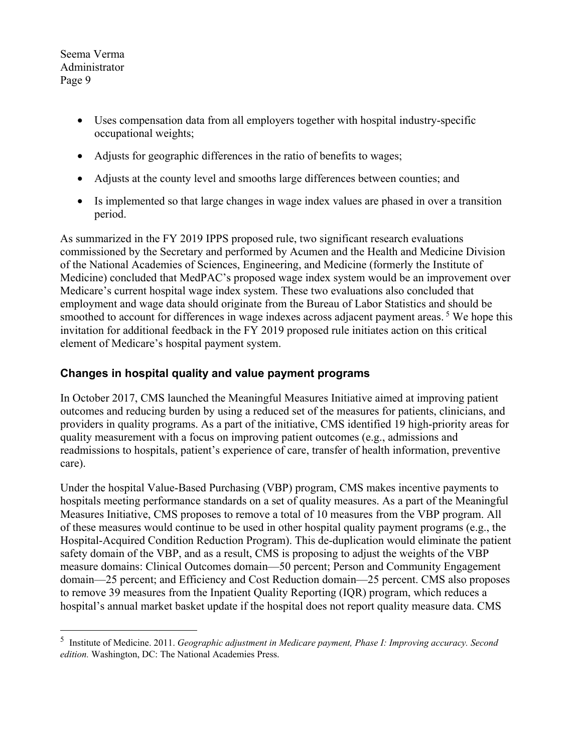- Uses compensation data from all employers together with hospital industry-specific occupational weights;
- Adjusts for geographic differences in the ratio of benefits to wages;
- Adjusts at the county level and smooths large differences between counties; and
- Is implemented so that large changes in wage index values are phased in over a transition period.

As summarized in the FY 2019 IPPS proposed rule, two significant research evaluations commissioned by the Secretary and performed by Acumen and the Health and Medicine Division of the National Academies of Sciences, Engineering, and Medicine (formerly the Institute of Medicine) concluded that MedPAC's proposed wage index system would be an improvement over Medicare's current hospital wage index system. These two evaluations also concluded that employment and wage data should originate from the Bureau of Labor Statistics and should be smoothed to account for differences in wage indexes across adjacent payment areas.[5] We hope this invitation for additional feedback in the FY 2019 proposed rule initiates action on this critical element of Medicare's hospital payment system.

### Changes in hospital quality and value payment programs

In October 2017, CMS launched the Meaningful Measures Initiative aimed at improving patient outcomes and reducing burden by using a reduced set of the measures for patients, clinicians, and providers in quality programs. As a part of the initiative, CMS identified 19 high-priority areas for quality measurement with a focus on improving patient outcomes (e.g., admissions and readmissions to hospitals, patient's experience of care, transfer of health information, preventive care).

Under the hospital Value-Based Purchasing (VBP) program, CMS makes incentive payments to hospitals meeting performance standards on a set of quality measures. As a part of the Meaningful Measures Initiative, CMS proposes to remove a total of 10 measures from the VBP program. All of these measures would continue to be used in other hospital quality payment programs (e.g., the Hospital-Acquired Condition Reduction Program). This de-duplication would eliminate the patient safety domain of the VBP, and as a result, CMS is proposing to adjust the weights of the VBP measure domains: Clinical Outcomes domain—50 percent; Person and Community Engagement domain—25 percent; and Efficiency and Cost Reduction domain—25 percent. CMS also proposes to remove 39 measures from the Inpatient Quality Reporting (IQR) program, which reduces a hospital's annual market basket update if the hospital does not report quality measure data. CMS

---

[5] Institute of Medicine. 2011. *Geographic adjustment in Medicare payment, Phase I: Improving accuracy. Second edition.* Washington, DC: The National Academies Press.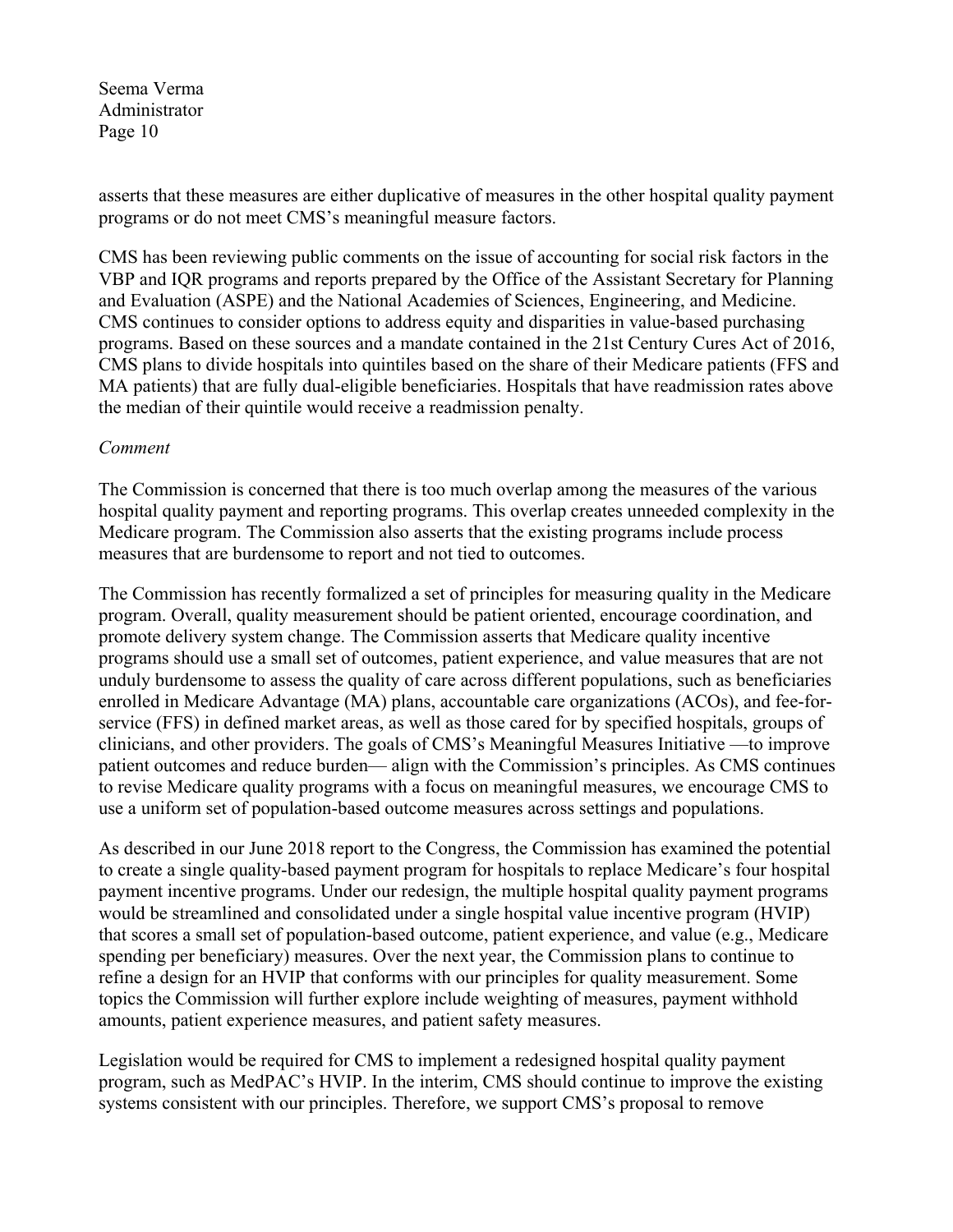asserts that these measures are either duplicative of measures in the other hospital quality payment programs or do not meet CMS's meaningful measure factors.

CMS has been reviewing public comments on the issue of accounting for social risk factors in the VBP and IQR programs and reports prepared by the Office of the Assistant Secretary for Planning and Evaluation (ASPE) and the National Academies of Sciences, Engineering, and Medicine. CMS continues to consider options to address equity and disparities in value-based purchasing programs. Based on these sources and a mandate contained in the 21st Century Cures Act of 2016, CMS plans to divide hospitals into quintiles based on the share of their Medicare patients (FFS and MA patients) that are fully dual-eligible beneficiaries. Hospitals that have readmission rates above the median of their quintile would receive a readmission penalty.

*Comment*

The Commission is concerned that there is too much overlap among the measures of the various hospital quality payment and reporting programs. This overlap creates unneeded complexity in the Medicare program. The Commission also asserts that the existing programs include process measures that are burdensome to report and not tied to outcomes.

The Commission has recently formalized a set of principles for measuring quality in the Medicare program. Overall, quality measurement should be patient oriented, encourage coordination, and promote delivery system change. The Commission asserts that Medicare quality incentive programs should use a small set of outcomes, patient experience, and value measures that are not unduly burdensome to assess the quality of care across different populations, such as beneficiaries enrolled in Medicare Advantage (MA) plans, accountable care organizations (ACOs), and fee-for-service (FFS) in defined market areas, as well as those cared for by specified hospitals, groups of clinicians, and other providers. The goals of CMS's Meaningful Measures Initiative —to improve patient outcomes and reduce burden— align with the Commission's principles. As CMS continues to revise Medicare quality programs with a focus on meaningful measures, we encourage CMS to use a uniform set of population-based outcome measures across settings and populations.

As described in our June 2018 report to the Congress, the Commission has examined the potential to create a single quality-based payment program for hospitals to replace Medicare's four hospital payment incentive programs. Under our redesign, the multiple hospital quality payment programs would be streamlined and consolidated under a single hospital value incentive program (HVIP) that scores a small set of population-based outcome, patient experience, and value (e.g., Medicare spending per beneficiary) measures. Over the next year, the Commission plans to continue to refine a design for an HVIP that conforms with our principles for quality measurement. Some topics the Commission will further explore include weighting of measures, payment withhold amounts, patient experience measures, and patient safety measures.

Legislation would be required for CMS to implement a redesigned hospital quality payment program, such as MedPAC's HVIP. In the interim, CMS should continue to improve the existing systems consistent with our principles. Therefore, we support CMS's proposal to remove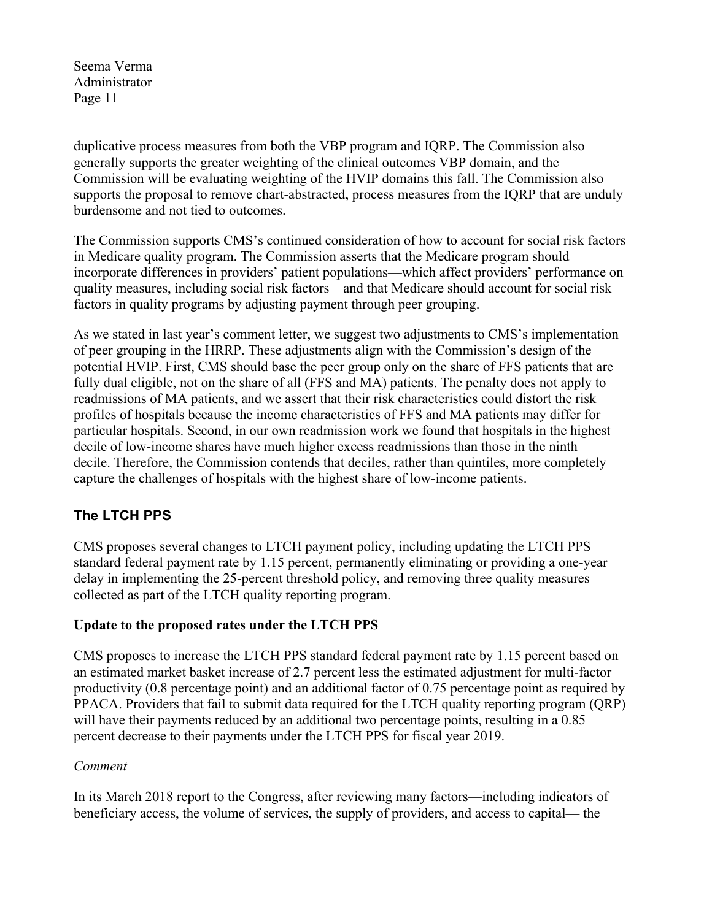duplicative process measures from both the VBP program and IQRP. The Commission also generally supports the greater weighting of the clinical outcomes VBP domain, and the Commission will be evaluating weighting of the HVIP domains this fall. The Commission also supports the proposal to remove chart-abstracted, process measures from the IQRP that are unduly burdensome and not tied to outcomes.

The Commission supports CMS's continued consideration of how to account for social risk factors in Medicare quality program. The Commission asserts that the Medicare program should incorporate differences in providers' patient populations—which affect providers' performance on quality measures, including social risk factors—and that Medicare should account for social risk factors in quality programs by adjusting payment through peer grouping.

As we stated in last year's comment letter, we suggest two adjustments to CMS's implementation of peer grouping in the HRRP. These adjustments align with the Commission's design of the potential HVIP. First, CMS should base the peer group only on the share of FFS patients that are fully dual eligible, not on the share of all (FFS and MA) patients. The penalty does not apply to readmissions of MA patients, and we assert that their risk characteristics could distort the risk profiles of hospitals because the income characteristics of FFS and MA patients may differ for particular hospitals. Second, in our own readmission work we found that hospitals in the highest decile of low-income shares have much higher excess readmissions than those in the ninth decile. Therefore, the Commission contends that deciles, rather than quintiles, more completely capture the challenges of hospitals with the highest share of low-income patients.

## The LTCH PPS

CMS proposes several changes to LTCH payment policy, including updating the LTCH PPS standard federal payment rate by 1.15 percent, permanently eliminating or providing a one-year delay in implementing the 25-percent threshold policy, and removing three quality measures collected as part of the LTCH quality reporting program.

### Update to the proposed rates under the LTCH PPS

CMS proposes to increase the LTCH PPS standard federal payment rate by 1.15 percent based on an estimated market basket increase of 2.7 percent less the estimated adjustment for multi-factor productivity (0.8 percentage point) and an additional factor of 0.75 percentage point as required by PPACA. Providers that fail to submit data required for the LTCH quality reporting program (QRP) will have their payments reduced by an additional two percentage points, resulting in a 0.85 percent decrease to their payments under the LTCH PPS for fiscal year 2019.

*Comment*

In its March 2018 report to the Congress, after reviewing many factors—including indicators of beneficiary access, the volume of services, the supply of providers, and access to capital— the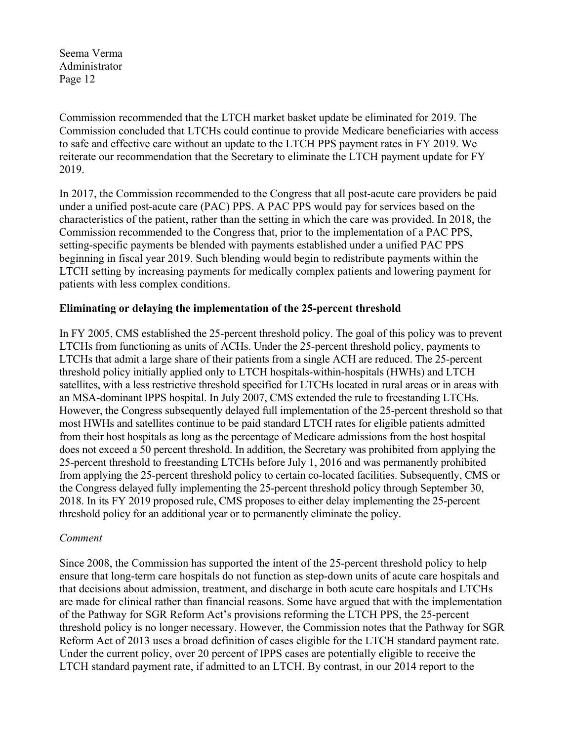Commission recommended that the LTCH market basket update be eliminated for 2019. The Commission concluded that LTCHs could continue to provide Medicare beneficiaries with access to safe and effective care without an update to the LTCH PPS payment rates in FY 2019. We reiterate our recommendation that the Secretary to eliminate the LTCH payment update for FY 2019.

In 2017, the Commission recommended to the Congress that all post-acute care providers be paid under a unified post-acute care (PAC) PPS. A PAC PPS would pay for services based on the characteristics of the patient, rather than the setting in which the care was provided. In 2018, the Commission recommended to the Congress that, prior to the implementation of a PAC PPS, setting-specific payments be blended with payments established under a unified PAC PPS beginning in fiscal year 2019. Such blending would begin to redistribute payments within the LTCH setting by increasing payments for medically complex patients and lowering payment for patients with less complex conditions.

**Eliminating or delaying the implementation of the 25-percent threshold**

In FY 2005, CMS established the 25-percent threshold policy. The goal of this policy was to prevent LTCHs from functioning as units of ACHs. Under the 25-percent threshold policy, payments to LTCHs that admit a large share of their patients from a single ACH are reduced. The 25-percent threshold policy initially applied only to LTCH hospitals-within-hospitals (HWHs) and LTCH satellites, with a less restrictive threshold specified for LTCHs located in rural areas or in areas with an MSA-dominant IPPS hospital. In July 2007, CMS extended the rule to freestanding LTCHs. However, the Congress subsequently delayed full implementation of the 25-percent threshold so that most HWHs and satellites continue to be paid standard LTCH rates for eligible patients admitted from their host hospitals as long as the percentage of Medicare admissions from the host hospital does not exceed a 50 percent threshold. In addition, the Secretary was prohibited from applying the 25-percent threshold to freestanding LTCHs before July 1, 2016 and was permanently prohibited from applying the 25-percent threshold policy to certain co-located facilities. Subsequently, CMS or the Congress delayed fully implementing the 25-percent threshold policy through September 30, 2018. In its FY 2019 proposed rule, CMS proposes to either delay implementing the 25-percent threshold policy for an additional year or to permanently eliminate the policy.

*Comment*

Since 2008, the Commission has supported the intent of the 25-percent threshold policy to help ensure that long-term care hospitals do not function as step-down units of acute care hospitals and that decisions about admission, treatment, and discharge in both acute care hospitals and LTCHs are made for clinical rather than financial reasons. Some have argued that with the implementation of the Pathway for SGR Reform Act's provisions reforming the LTCH PPS, the 25-percent threshold policy is no longer necessary. However, the Commission notes that the Pathway for SGR Reform Act of 2013 uses a broad definition of cases eligible for the LTCH standard payment rate. Under the current policy, over 20 percent of IPPS cases are potentially eligible to receive the LTCH standard payment rate, if admitted to an LTCH. By contrast, in our 2014 report to the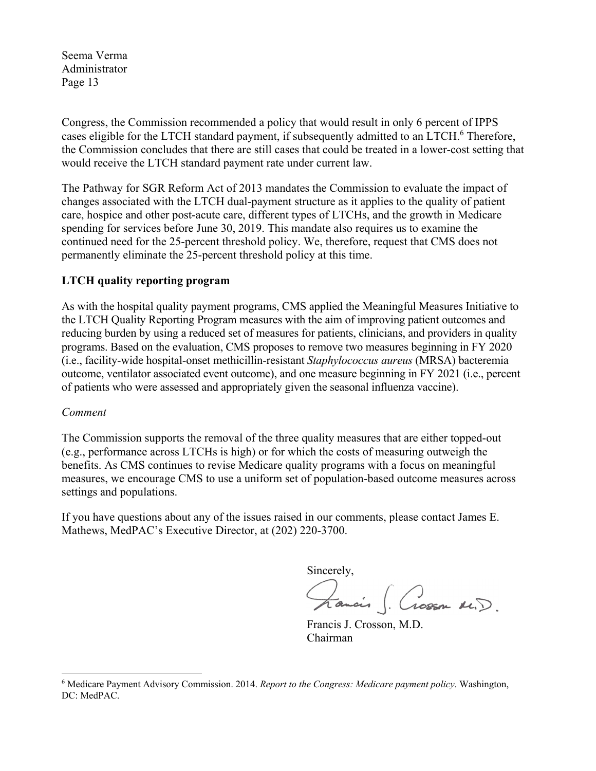Congress, the Commission recommended a policy that would result in only 6 percent of IPPS cases eligible for the LTCH standard payment, if subsequently admitted to an LTCH.[6] Therefore, the Commission concludes that there are still cases that could be treated in a lower-cost setting that would receive the LTCH standard payment rate under current law.

The Pathway for SGR Reform Act of 2013 mandates the Commission to evaluate the impact of changes associated with the LTCH dual-payment structure as it applies to the quality of patient care, hospice and other post-acute care, different types of LTCHs, and the growth in Medicare spending for services before June 30, 2019. This mandate also requires us to examine the continued need for the 25-percent threshold policy. We, therefore, request that CMS does not permanently eliminate the 25-percent threshold policy at this time.

**LTCH quality reporting program**

As with the hospital quality payment programs, CMS applied the Meaningful Measures Initiative to the LTCH Quality Reporting Program measures with the aim of improving patient outcomes and reducing burden by using a reduced set of measures for patients, clinicians, and providers in quality programs. Based on the evaluation, CMS proposes to remove two measures beginning in FY 2020 (i.e., facility-wide hospital-onset methicillin-resistant *Staphylococcus aureus* (MRSA) bacteremia outcome, ventilator associated event outcome), and one measure beginning in FY 2021 (i.e., percent of patients who were assessed and appropriately given the seasonal influenza vaccine).

*Comment*

The Commission supports the removal of the three quality measures that are either topped-out (e.g., performance across LTCHs is high) or for which the costs of measuring outweigh the benefits. As CMS continues to revise Medicare quality programs with a focus on meaningful measures, we encourage CMS to use a uniform set of population-based outcome measures across settings and populations.

If you have questions about any of the issues raised in our comments, please contact James E. Mathews, MedPAC's Executive Director, at (202) 220-3700.

Sincerely,

Francis J. Crosson, M.D.
Chairman

[6] Medicare Payment Advisory Commission. 2014. *Report to the Congress: Medicare payment policy*. Washington, DC: MedPAC.